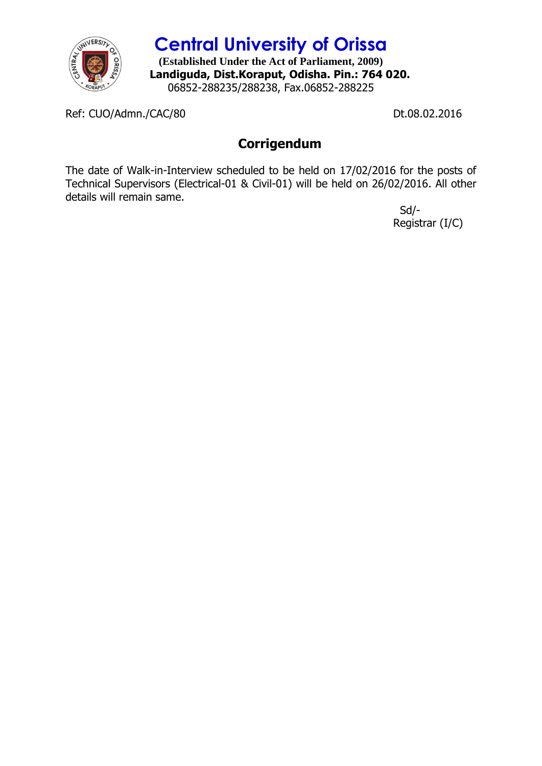# Central University of Orissa

**(Established Under the Act of Parliament, 2009)**
**Landiguda, Dist.Koraput, Odisha. Pin.: 764 020.**
06852-288235/288238, Fax.06852-288225

Ref: CUO/Admn./CAC/80 Dt.08.02.2016

## Corrigendum

The date of Walk-in-Interview scheduled to be held on 17/02/2016 for the posts of Technical Supervisors (Electrical-01 & Civil-01) will be held on 26/02/2016. All other details will remain same.

Sd/-
Registrar (I/C)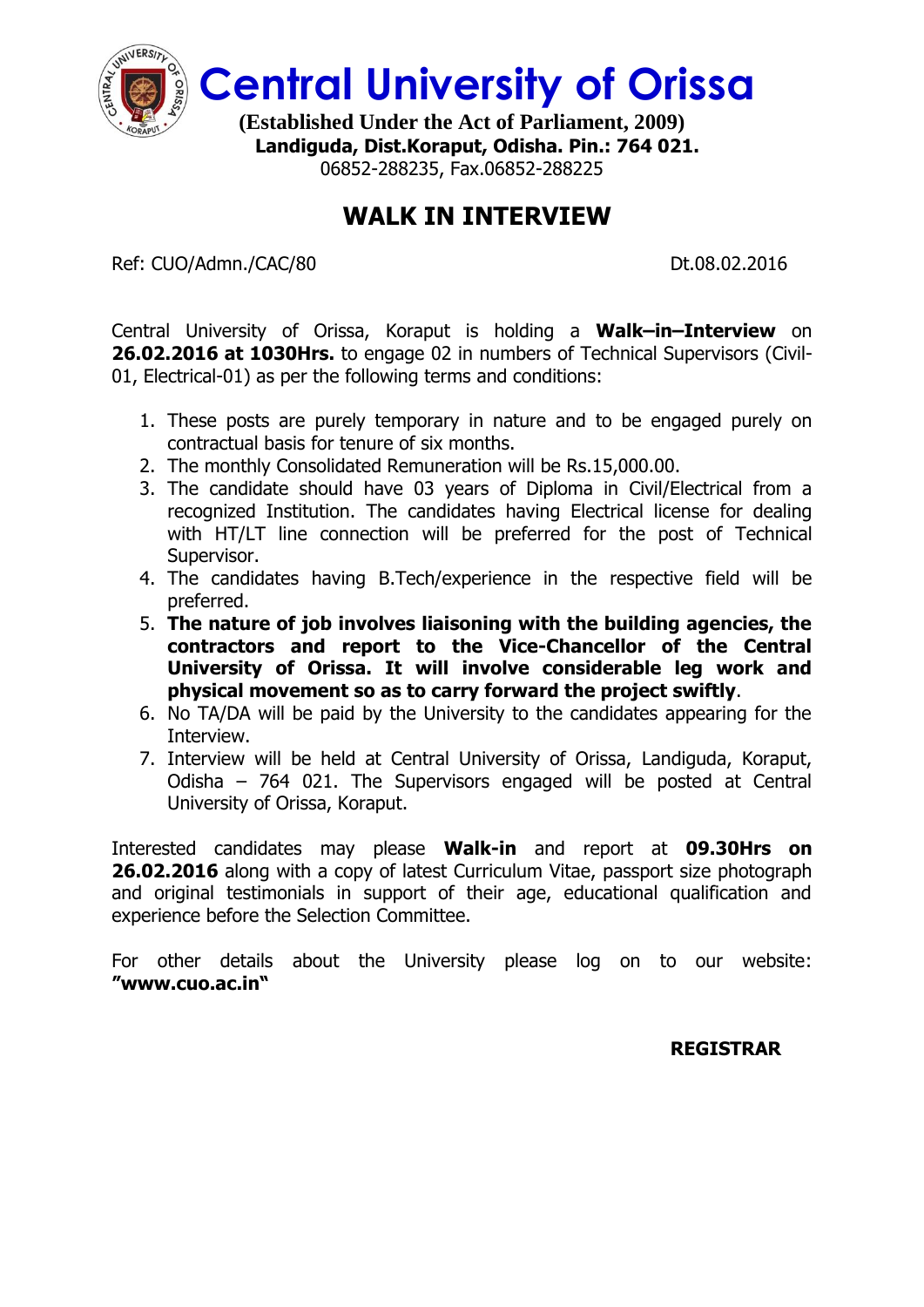# Central University of Orissa

**(Established Under the Act of Parliament, 2009)**
**Landiguda, Dist.Koraput, Odisha. Pin.: 764 021.**
06852-288235, Fax.06852-288225

## WALK IN INTERVIEW

Ref: CUO/Admn./CAC/80 Dt.08.02.2016

Central University of Orissa, Koraput is holding a **Walk–in–Interview** on **26.02.2016 at 1030Hrs.** to engage 02 in numbers of Technical Supervisors (Civil-01, Electrical-01) as per the following terms and conditions:

1. These posts are purely temporary in nature and to be engaged purely on contractual basis for tenure of six months.
2. The monthly Consolidated Remuneration will be Rs.15,000.00.
3. The candidate should have 03 years of Diploma in Civil/Electrical from a recognized Institution. The candidates having Electrical license for dealing with HT/LT line connection will be preferred for the post of Technical Supervisor.
4. The candidates having B.Tech/experience in the respective field will be preferred.
5. **The nature of job involves liaisoning with the building agencies, the contractors and report to the Vice-Chancellor of the Central University of Orissa. It will involve considerable leg work and physical movement so as to carry forward the project swiftly**.
6. No TA/DA will be paid by the University to the candidates appearing for the Interview.
7. Interview will be held at Central University of Orissa, Landiguda, Koraput, Odisha – 764 021. The Supervisors engaged will be posted at Central University of Orissa, Koraput.

Interested candidates may please **Walk-in** and report at **09.30Hrs on 26.02.2016** along with a copy of latest Curriculum Vitae, passport size photograph and original testimonials in support of their age, educational qualification and experience before the Selection Committee.

For other details about the University please log on to our website: **"www.cuo.ac.in"**

**REGISTRAR**